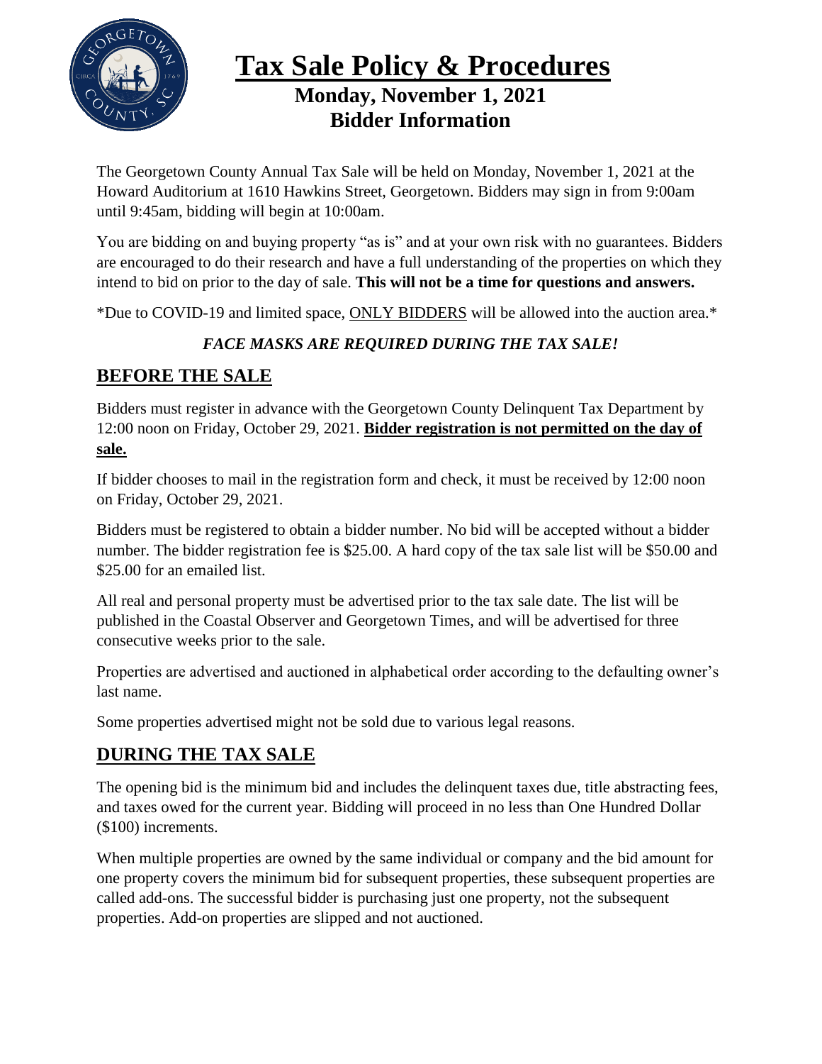# Tax Sale Policy & Procedures

## Monday, November 1, 2021
## Bidder Information

The Georgetown County Annual Tax Sale will be held on Monday, November 1, 2021 at the Howard Auditorium at 1610 Hawkins Street, Georgetown. Bidders may sign in from 9:00am until 9:45am, bidding will begin at 10:00am.

You are bidding on and buying property "as is" and at your own risk with no guarantees. Bidders are encouraged to do their research and have a full understanding of the properties on which they intend to bid on prior to the day of sale. **This will not be a time for questions and answers.**

*Due to COVID-19 and limited space, ONLY BIDDERS will be allowed into the auction area.*

***FACE MASKS ARE REQUIRED DURING THE TAX SALE!***

## BEFORE THE SALE

Bidders must register in advance with the Georgetown County Delinquent Tax Department by 12:00 noon on Friday, October 29, 2021. **Bidder registration is not permitted on the day of sale.**

If bidder chooses to mail in the registration form and check, it must be received by 12:00 noon on Friday, October 29, 2021.

Bidders must be registered to obtain a bidder number. No bid will be accepted without a bidder number. The bidder registration fee is $25.00. A hard copy of the tax sale list will be $50.00 and $25.00 for an emailed list.

All real and personal property must be advertised prior to the tax sale date. The list will be published in the Coastal Observer and Georgetown Times, and will be advertised for three consecutive weeks prior to the sale.

Properties are advertised and auctioned in alphabetical order according to the defaulting owner's last name.

Some properties advertised might not be sold due to various legal reasons.

## DURING THE TAX SALE

The opening bid is the minimum bid and includes the delinquent taxes due, title abstracting fees, and taxes owed for the current year. Bidding will proceed in no less than One Hundred Dollar ($100) increments.

When multiple properties are owned by the same individual or company and the bid amount for one property covers the minimum bid for subsequent properties, these subsequent properties are called add-ons. The successful bidder is purchasing just one property, not the subsequent properties. Add-on properties are slipped and not auctioned.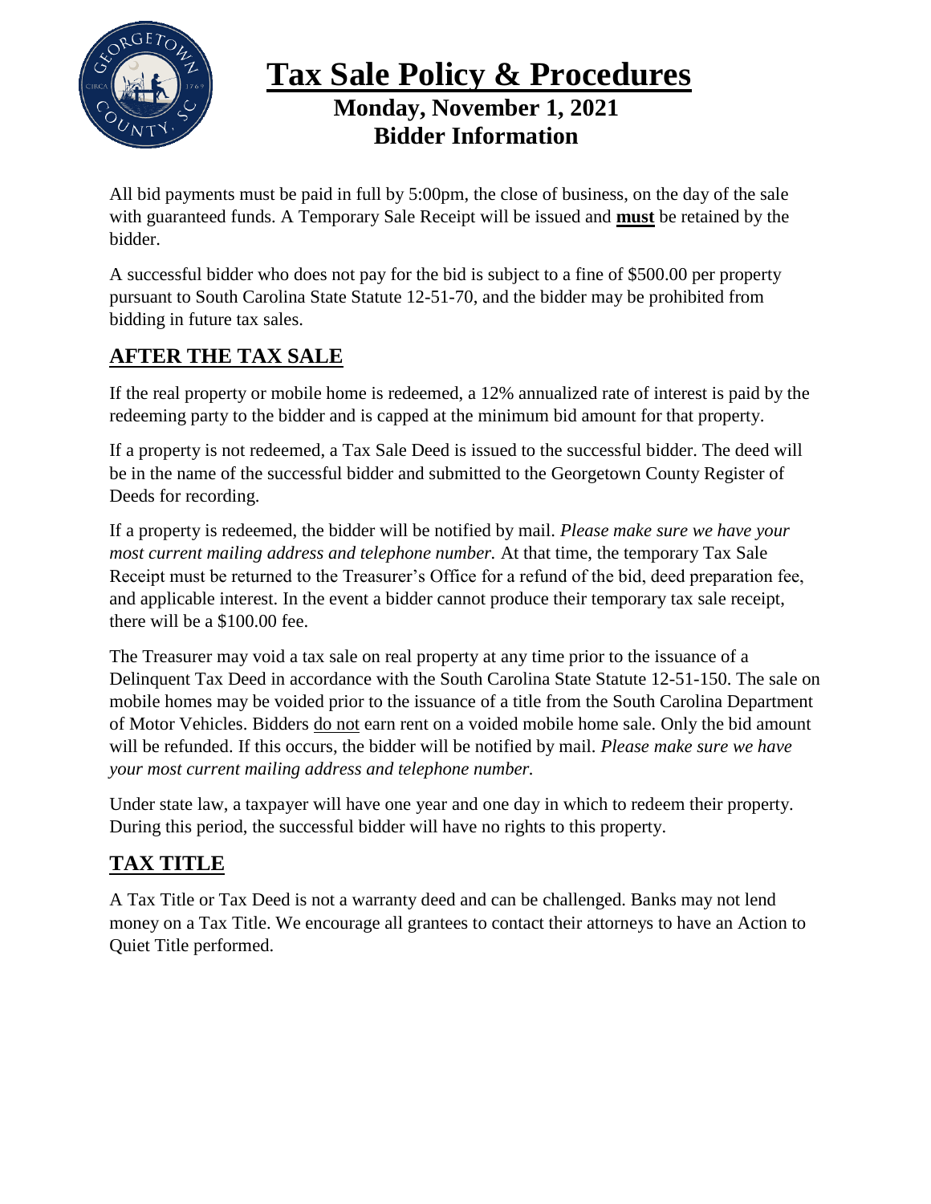# Tax Sale Policy & Procedures

## Monday, November 1, 2021

## Bidder Information

All bid payments must be paid in full by 5:00pm, the close of business, on the day of the sale with guaranteed funds. A Temporary Sale Receipt will be issued and **must** be retained by the bidder.

A successful bidder who does not pay for the bid is subject to a fine of $500.00 per property pursuant to South Carolina State Statute 12-51-70, and the bidder may be prohibited from bidding in future tax sales.

## AFTER THE TAX SALE

If the real property or mobile home is redeemed, a 12% annualized rate of interest is paid by the redeeming party to the bidder and is capped at the minimum bid amount for that property.

If a property is not redeemed, a Tax Sale Deed is issued to the successful bidder. The deed will be in the name of the successful bidder and submitted to the Georgetown County Register of Deeds for recording.

If a property is redeemed, the bidder will be notified by mail. *Please make sure we have your most current mailing address and telephone number.* At that time, the temporary Tax Sale Receipt must be returned to the Treasurer's Office for a refund of the bid, deed preparation fee, and applicable interest. In the event a bidder cannot produce their temporary tax sale receipt, there will be a $100.00 fee.

The Treasurer may void a tax sale on real property at any time prior to the issuance of a Delinquent Tax Deed in accordance with the South Carolina State Statute 12-51-150. The sale on mobile homes may be voided prior to the issuance of a title from the South Carolina Department of Motor Vehicles. Bidders do not earn rent on a voided mobile home sale. Only the bid amount will be refunded. If this occurs, the bidder will be notified by mail. *Please make sure we have your most current mailing address and telephone number.*

Under state law, a taxpayer will have one year and one day in which to redeem their property. During this period, the successful bidder will have no rights to this property.

## TAX TITLE

A Tax Title or Tax Deed is not a warranty deed and can be challenged. Banks may not lend money on a Tax Title. We encourage all grantees to contact their attorneys to have an Action to Quiet Title performed.